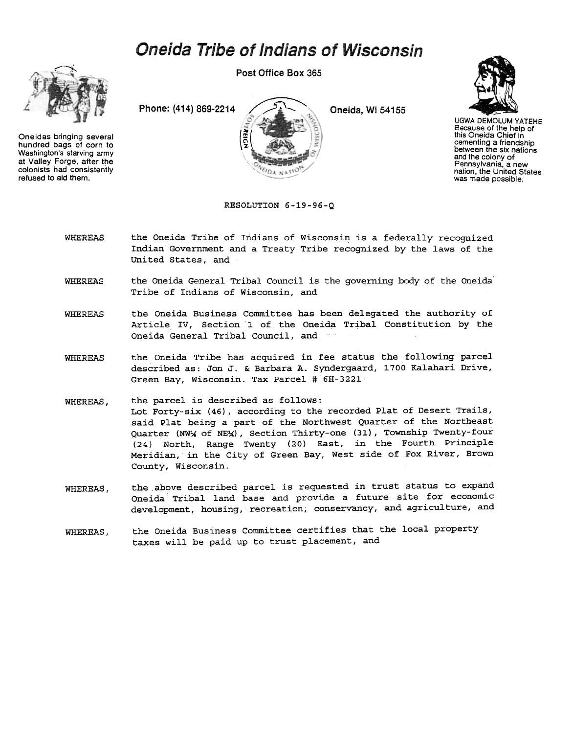# Oneida Tribe of Indians of Wisconsin

Post Office Box 365

Phone: (414) 869-2214 Oneida, Wi 54155

Oneidas bringing several hundred bags of corn to Washington's starving army at Valley Forge, after the colonists had consistently refused to aid them.

UGWA DEMOLUM YATEHE Because of the help of this Oneida Chief in cementing a friendship between the six nations and the colony of Pennsylvania, a new nation, the United States was made possible.

RESOLUTION 6-19-96-Q

WHEREAS the Oneida Tribe of Indians of Wisconsin is a federally recognized Indian Government and a Treaty Tribe recognized by the laws of the United States, and

WHEREAS the Oneida General Tribal Council is the governing body of the Oneida Tribe of Indians of Wisconsin, and

WHEREAS the Oneida Business Committee has been delegated the authority of Article IV, Section 1 of the Oneida Tribal Constitution by the Oneida General Tribal Council, and

WHEREAS the Oneida Tribe has acquired in fee status the following parcel described as: Jon J. & Barbara A. Syndergaard, 1700 Kalahari Drive, Green Bay, Wisconsin. Tax Parcel # 6H-3221

WHEREAS, the parcel is described as follows:
Lot Forty-six (46), according to the recorded Plat of Desert Trails, said Plat being a part of the Northwest Quarter of the Northeast Quarter (NW¼ of NE¼), Section Thirty-one (31), Township Twenty-four (24) North, Range Twenty (20) East, in the Fourth Principle Meridian, in the City of Green Bay, West side of Fox River, Brown County, Wisconsin.

WHEREAS, the above described parcel is requested in trust status to expand Oneida Tribal land base and provide a future site for economic development, housing, recreation, conservancy, and agriculture, and

WHEREAS, the Oneida Business Committee certifies that the local property taxes will be paid up to trust placement, and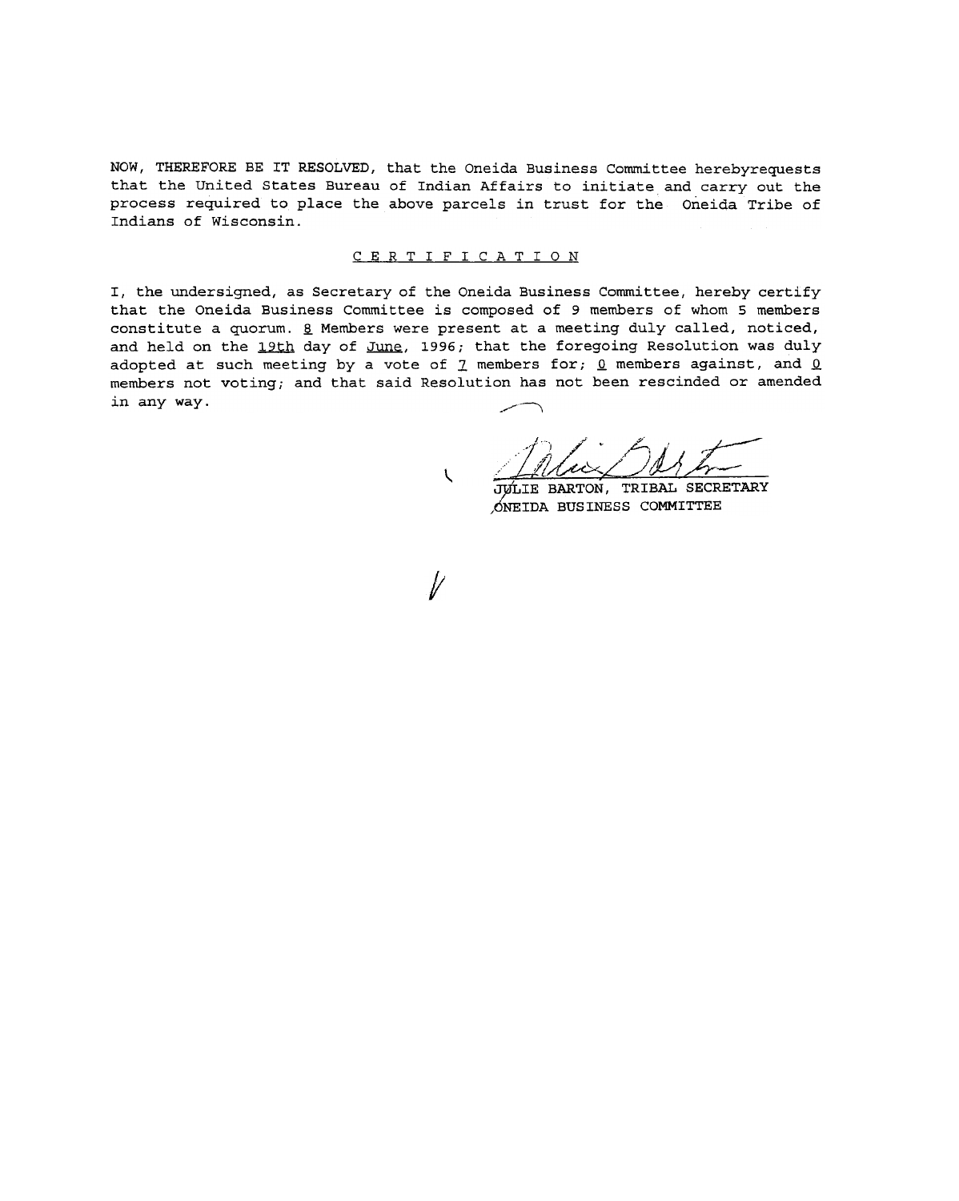NOW, THEREFORE BE IT RESOLVED, that the Oneida Business Committee herebyrequests that the United States Bureau of Indian Affairs to initiate and carry out the process required to place the above parcels in trust for the Oneida Tribe of Indians of Wisconsin.

## C E R T I F I C A T I O N

I, the undersigned, as Secretary of the Oneida Business Committee, hereby certify that the Oneida Business Committee is composed of 9 members of whom 5 members constitute a quorum. 8 Members were present at a meeting duly called, noticed, and held on the 19th day of June, 1996; that the foregoing Resolution was duly adopted at such meeting by a vote of 7 members for; 0 members against, and 0 members not voting; and that said Resolution has not been rescinded or amended in any way.

JULIE BARTON, TRIBAL SECRETARY
ONEIDA BUSINESS COMMITTEE